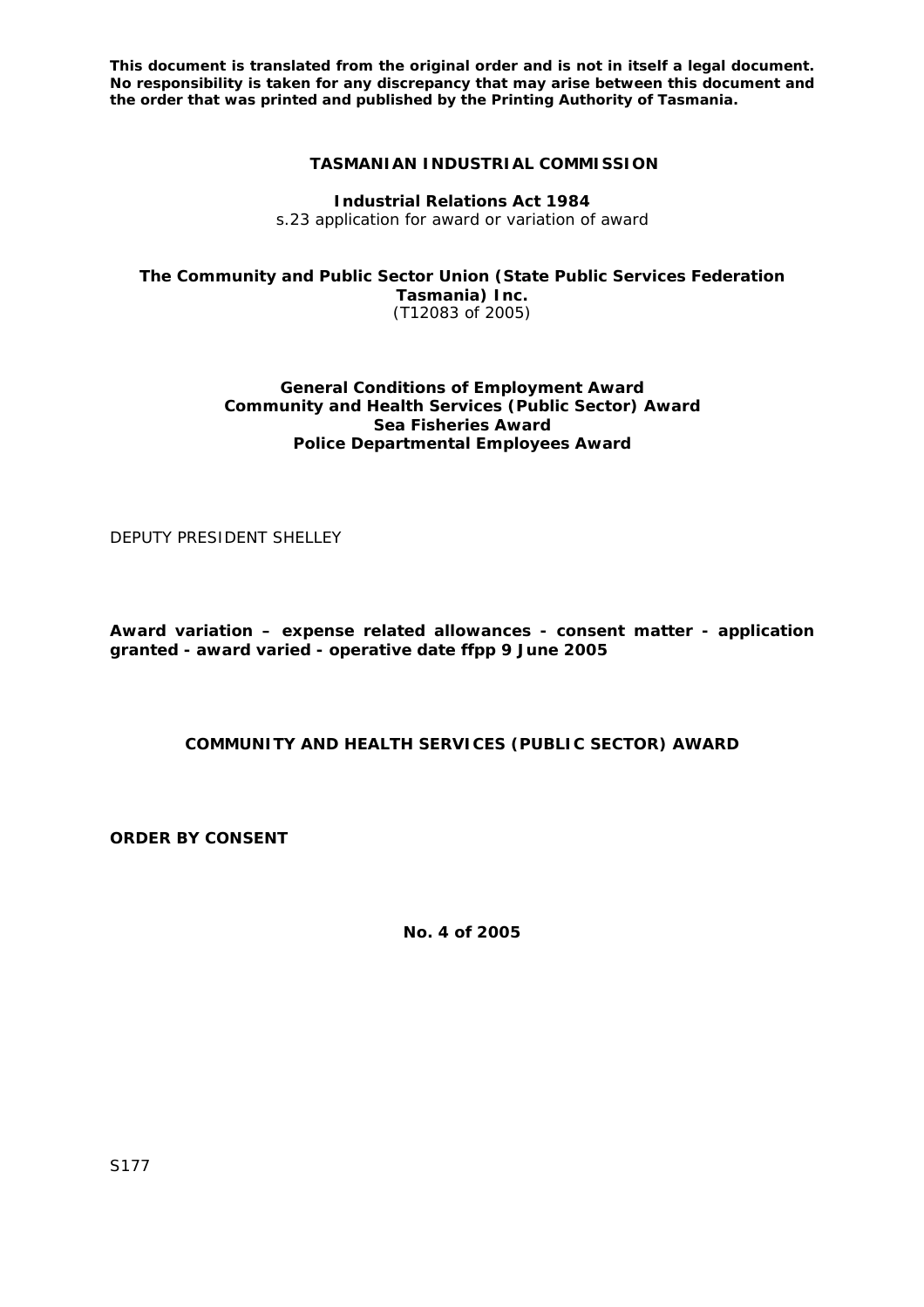**This document is translated from the original order and is not in itself a legal document. No responsibility is taken for any discrepancy that may arise between this document and the order that was printed and published by the Printing Authority of Tasmania.**

**TASMANIAN INDUSTRIAL COMMISSION**

**Industrial Relations Act 1984**
s.23 application for award or variation of award

**The Community and Public Sector Union (State Public Services Federation Tasmania) Inc.**
(T12083 of 2005)

**General Conditions of Employment Award**
**Community and Health Services (Public Sector) Award**
**Sea Fisheries Award**
**Police Departmental Employees Award**

DEPUTY PRESIDENT SHELLEY

**Award variation – expense related allowances - consent matter - application granted - award varied - operative date ffpp 9 June 2005**

**COMMUNITY AND HEALTH SERVICES (PUBLIC SECTOR) AWARD**

**ORDER BY CONSENT**

**No. 4 of 2005**

S177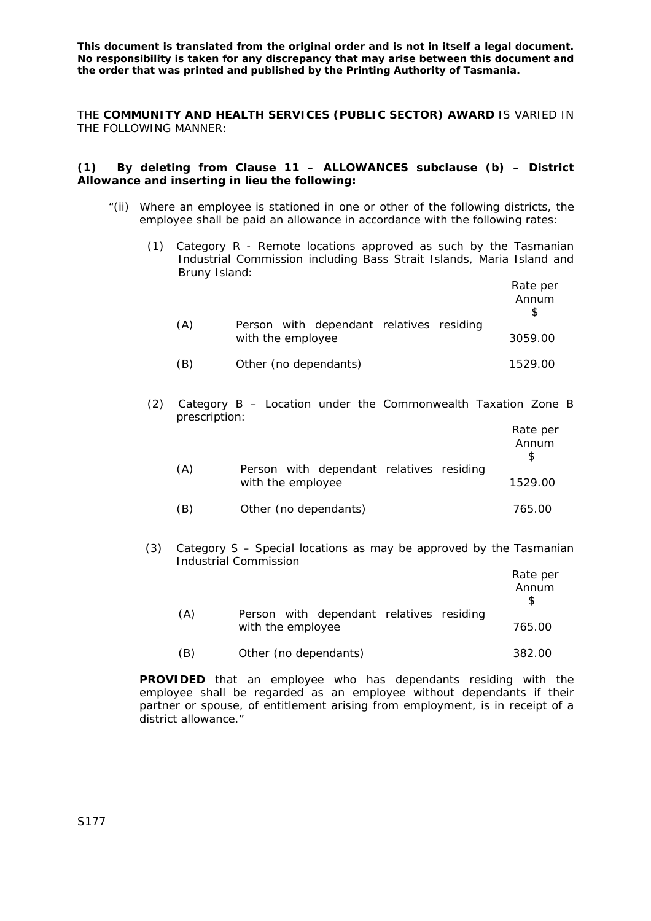**This document is translated from the original order and is not in itself a legal document. No responsibility is taken for any discrepancy that may arise between this document and the order that was printed and published by the Printing Authority of Tasmania.**

THE **COMMUNITY AND HEALTH SERVICES (PUBLIC SECTOR) AWARD** IS VARIED IN THE FOLLOWING MANNER:

**(1) By deleting from Clause 11 – ALLOWANCES subclause (b) – District Allowance and inserting in lieu the following:**

"(ii) Where an employee is stationed in one or other of the following districts, the employee shall be paid an allowance in accordance with the following rates:

(1) Category R - Remote locations approved as such by the Tasmanian Industrial Commission including Bass Strait Islands, Maria Island and Bruny Island:

| | | Rate per Annum $ |
|---|---|---|
| (A) | Person with dependant relatives residing with the employee | 3059.00 |
| (B) | Other (no dependants) | 1529.00 |

(2) Category B – Location under the Commonwealth Taxation Zone B prescription:

| | | Rate per Annum $ |
|---|---|---|
| (A) | Person with dependant relatives residing with the employee | 1529.00 |
| (B) | Other (no dependants) | 765.00 |

(3) Category S – Special locations as may be approved by the Tasmanian Industrial Commission

| | | Rate per Annum $ |
|---|---|---|
| (A) | Person with dependant relatives residing with the employee | 765.00 |
| (B) | Other (no dependants) | 382.00 |

**PROVIDED** that an employee who has dependants residing with the employee shall be regarded as an employee without dependants if their partner or spouse, of entitlement arising from employment, is in receipt of a district allowance."

S177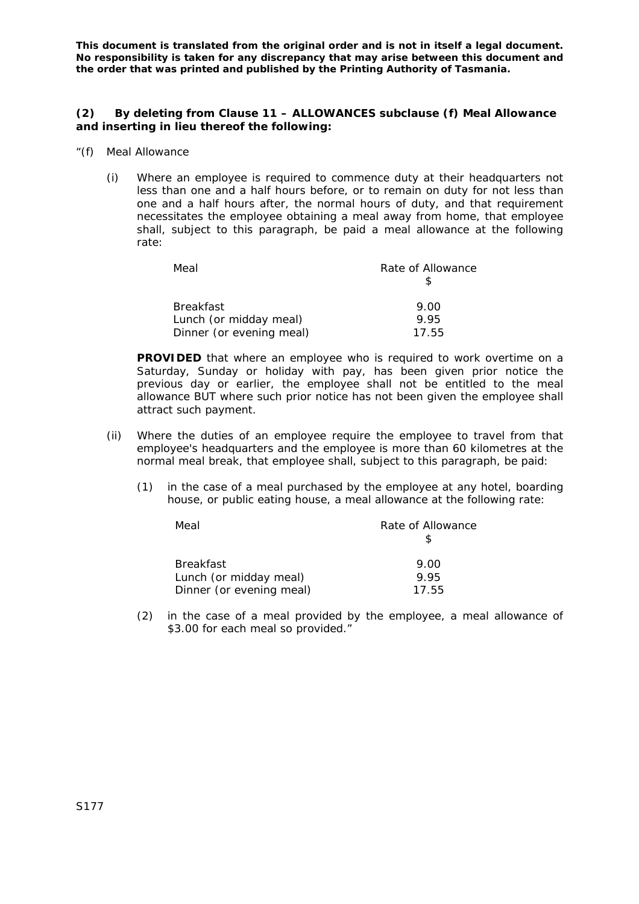**This document is translated from the original order and is not in itself a legal document. No responsibility is taken for any discrepancy that may arise between this document and the order that was printed and published by the Printing Authority of Tasmania.**

**(2) By deleting from Clause 11 – ALLOWANCES subclause (f) Meal Allowance and inserting in lieu thereof the following:**

"(f) Meal Allowance

(i) Where an employee is required to commence duty at their headquarters not less than one and a half hours before, or to remain on duty for not less than one and a half hours after, the normal hours of duty, and that requirement necessitates the employee obtaining a meal away from home, that employee shall, subject to this paragraph, be paid a meal allowance at the following rate:

| Meal | Rate of Allowance<br>$ |
|---|---|
| Breakfast | 9.00 |
| Lunch (or midday meal) | 9.95 |
| Dinner (or evening meal) | 17.55 |

**PROVIDED** that where an employee who is required to work overtime on a Saturday, Sunday or holiday with pay, has been given prior notice the previous day or earlier, the employee shall not be entitled to the meal allowance BUT where such prior notice has not been given the employee shall attract such payment.

(ii) Where the duties of an employee require the employee to travel from that employee's headquarters and the employee is more than 60 kilometres at the normal meal break, that employee shall, subject to this paragraph, be paid:

(1) in the case of a meal purchased by the employee at any hotel, boarding house, or public eating house, a meal allowance at the following rate:

| Meal | Rate of Allowance<br>$ |
|---|---|
| Breakfast | 9.00 |
| Lunch (or midday meal) | 9.95 |
| Dinner (or evening meal) | 17.55 |

(2) in the case of a meal provided by the employee, a meal allowance of $3.00 for each meal so provided."

S177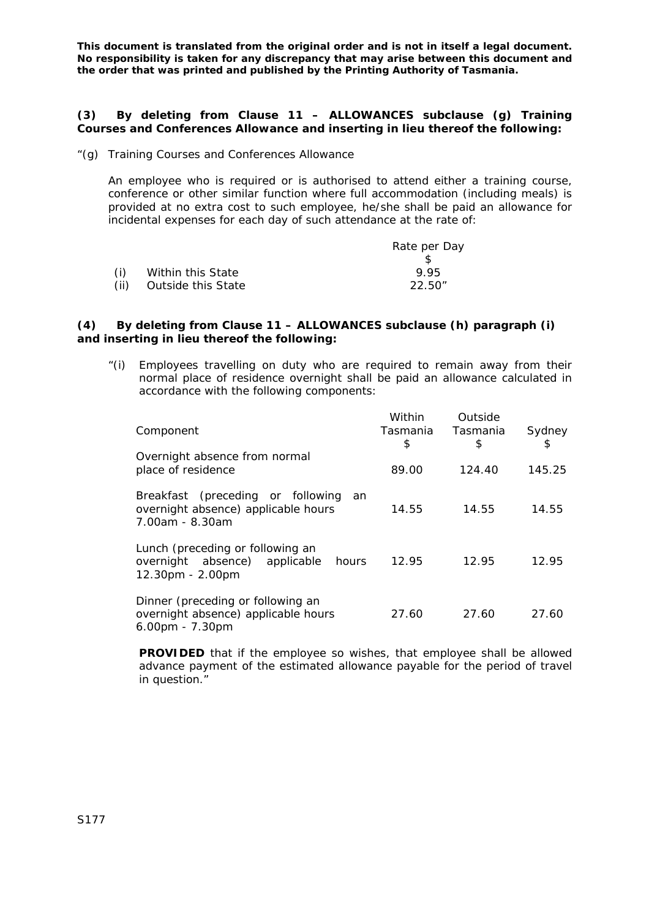**This document is translated from the original order and is not in itself a legal document. No responsibility is taken for any discrepancy that may arise between this document and the order that was printed and published by the Printing Authority of Tasmania.**

**(3) By deleting from Clause 11 – ALLOWANCES subclause (g) Training Courses and Conferences Allowance and inserting in lieu thereof the following:**

"(g) Training Courses and Conferences Allowance

An employee who is required or is authorised to attend either a training course, conference or other similar function where full accommodation (including meals) is provided at no extra cost to such employee, he/she shall be paid an allowance for incidental expenses for each day of such attendance at the rate of:

| | | Rate per Day<br>$ |
|---|---|---|
| (i) | Within this State | 9.95 |
| (ii) | Outside this State | 22.50" |

**(4) By deleting from Clause 11 – ALLOWANCES subclause (h) paragraph (i) and inserting in lieu thereof the following:**

"(i) Employees travelling on duty who are required to remain away from their normal place of residence overnight shall be paid an allowance calculated in accordance with the following components:

| Component | Within Tasmania<br>$ | Outside Tasmania<br>$ | Sydney<br>$ |
|---|---|---|---|
| Overnight absence from normal place of residence | 89.00 | 124.40 | 145.25 |
| Breakfast (preceding or following an overnight absence) applicable hours 7.00am - 8.30am | 14.55 | 14.55 | 14.55 |
| Lunch (preceding or following an overnight absence) applicable hours 12.30pm - 2.00pm | 12.95 | 12.95 | 12.95 |
| Dinner (preceding or following an overnight absence) applicable hours 6.00pm - 7.30pm | 27.60 | 27.60 | 27.60 |

**PROVIDED** that if the employee so wishes, that employee shall be allowed advance payment of the estimated allowance payable for the period of travel in question."

S177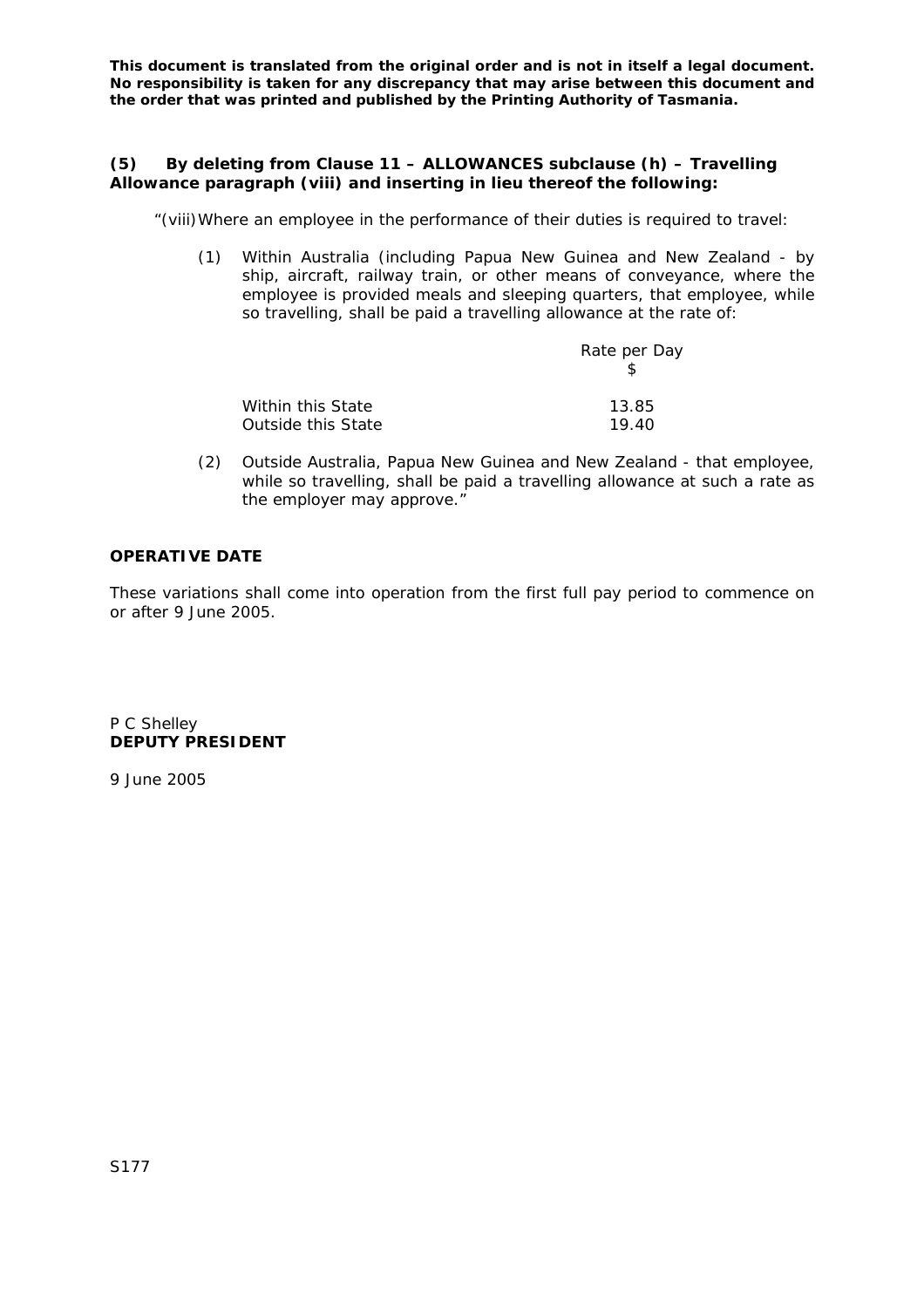**This document is translated from the original order and is not in itself a legal document. No responsibility is taken for any discrepancy that may arise between this document and the order that was printed and published by the Printing Authority of Tasmania.**

**(5) By deleting from Clause 11 – ALLOWANCES subclause (h) – Travelling Allowance paragraph (viii) and inserting in lieu thereof the following:**

"(viii) Where an employee in the performance of their duties is required to travel:

(1) Within Australia (including Papua New Guinea and New Zealand - by ship, aircraft, railway train, or other means of conveyance, where the employee is provided meals and sleeping quarters, that employee, while so travelling, shall be paid a travelling allowance at the rate of:

| | Rate per Day<br>$ |
|---|---|
| Within this State | 13.85 |
| Outside this State | 19.40 |

(2) Outside Australia, Papua New Guinea and New Zealand - that employee, while so travelling, shall be paid a travelling allowance at such a rate as the employer may approve."

**OPERATIVE DATE**

These variations shall come into operation from the first full pay period to commence on or after 9 June 2005.

P C Shelley
**DEPUTY PRESIDENT**

9 June 2005

S177